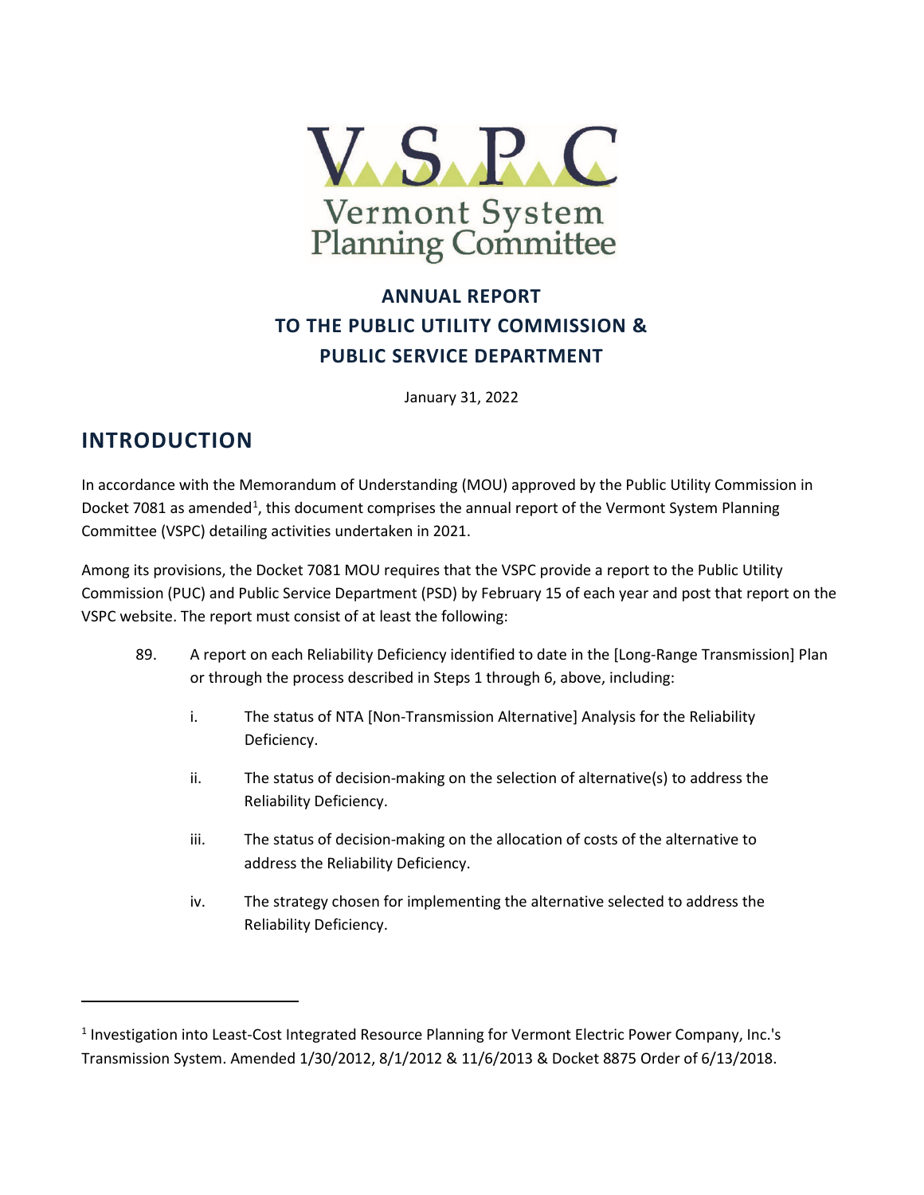# ANNUAL REPORT TO THE PUBLIC UTILITY COMMISSION & PUBLIC SERVICE DEPARTMENT

January 31, 2022

## INTRODUCTION

In accordance with the Memorandum of Understanding (MOU) approved by the Public Utility Commission in Docket 7081 as amended[1], this document comprises the annual report of the Vermont System Planning Committee (VSPC) detailing activities undertaken in 2021.

Among its provisions, the Docket 7081 MOU requires that the VSPC provide a report to the Public Utility Commission (PUC) and Public Service Department (PSD) by February 15 of each year and post that report on the VSPC website. The report must consist of at least the following:

89. A report on each Reliability Deficiency identified to date in the [Long-Range Transmission] Plan or through the process described in Steps 1 through 6, above, including:

    i. The status of NTA [Non-Transmission Alternative] Analysis for the Reliability Deficiency.

    ii. The status of decision-making on the selection of alternative(s) to address the Reliability Deficiency.

    iii. The status of decision-making on the allocation of costs of the alternative to address the Reliability Deficiency.

    iv. The strategy chosen for implementing the alternative selected to address the Reliability Deficiency.

---

[1] Investigation into Least-Cost Integrated Resource Planning for Vermont Electric Power Company, Inc.'s Transmission System. Amended 1/30/2012, 8/1/2012 & 11/6/2013 & Docket 8875 Order of 6/13/2018.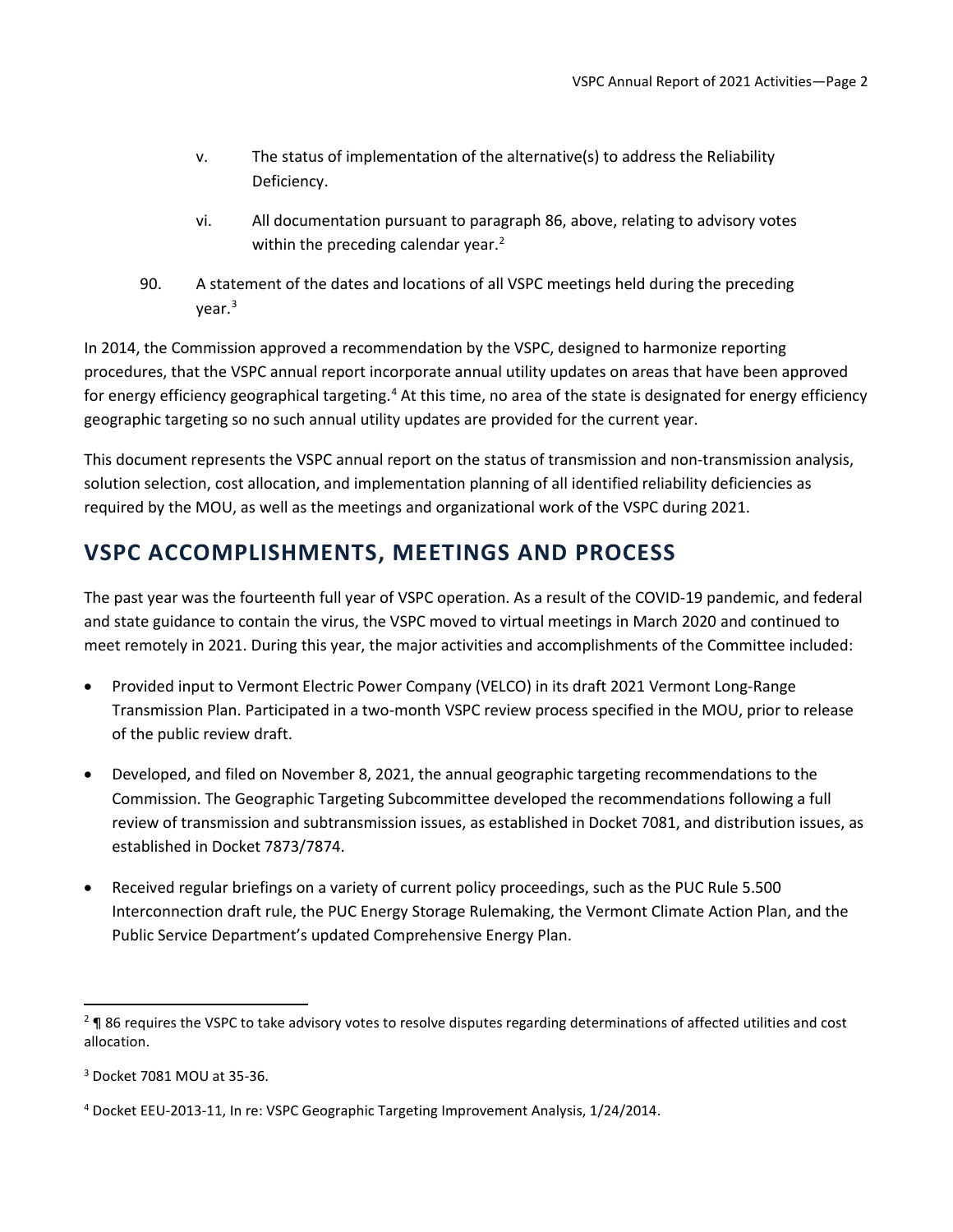v. The status of implementation of the alternative(s) to address the Reliability Deficiency.

vi. All documentation pursuant to paragraph 86, above, relating to advisory votes within the preceding calendar year.[2]

90. A statement of the dates and locations of all VSPC meetings held during the preceding year.[3]

In 2014, the Commission approved a recommendation by the VSPC, designed to harmonize reporting procedures, that the VSPC annual report incorporate annual utility updates on areas that have been approved for energy efficiency geographical targeting.[4] At this time, no area of the state is designated for energy efficiency geographic targeting so no such annual utility updates are provided for the current year.

This document represents the VSPC annual report on the status of transmission and non-transmission analysis, solution selection, cost allocation, and implementation planning of all identified reliability deficiencies as required by the MOU, as well as the meetings and organizational work of the VSPC during 2021.

## VSPC ACCOMPLISHMENTS, MEETINGS AND PROCESS

The past year was the fourteenth full year of VSPC operation. As a result of the COVID-19 pandemic, and federal and state guidance to contain the virus, the VSPC moved to virtual meetings in March 2020 and continued to meet remotely in 2021. During this year, the major activities and accomplishments of the Committee included:

- Provided input to Vermont Electric Power Company (VELCO) in its draft 2021 Vermont Long-Range Transmission Plan. Participated in a two-month VSPC review process specified in the MOU, prior to release of the public review draft.
- Developed, and filed on November 8, 2021, the annual geographic targeting recommendations to the Commission. The Geographic Targeting Subcommittee developed the recommendations following a full review of transmission and subtransmission issues, as established in Docket 7081, and distribution issues, as established in Docket 7873/7874.
- Received regular briefings on a variety of current policy proceedings, such as the PUC Rule 5.500 Interconnection draft rule, the PUC Energy Storage Rulemaking, the Vermont Climate Action Plan, and the Public Service Department's updated Comprehensive Energy Plan.

---

[2] ¶ 86 requires the VSPC to take advisory votes to resolve disputes regarding determinations of affected utilities and cost allocation.

[3] Docket 7081 MOU at 35-36.

[4] Docket EEU-2013-11, In re: VSPC Geographic Targeting Improvement Analysis, 1/24/2014.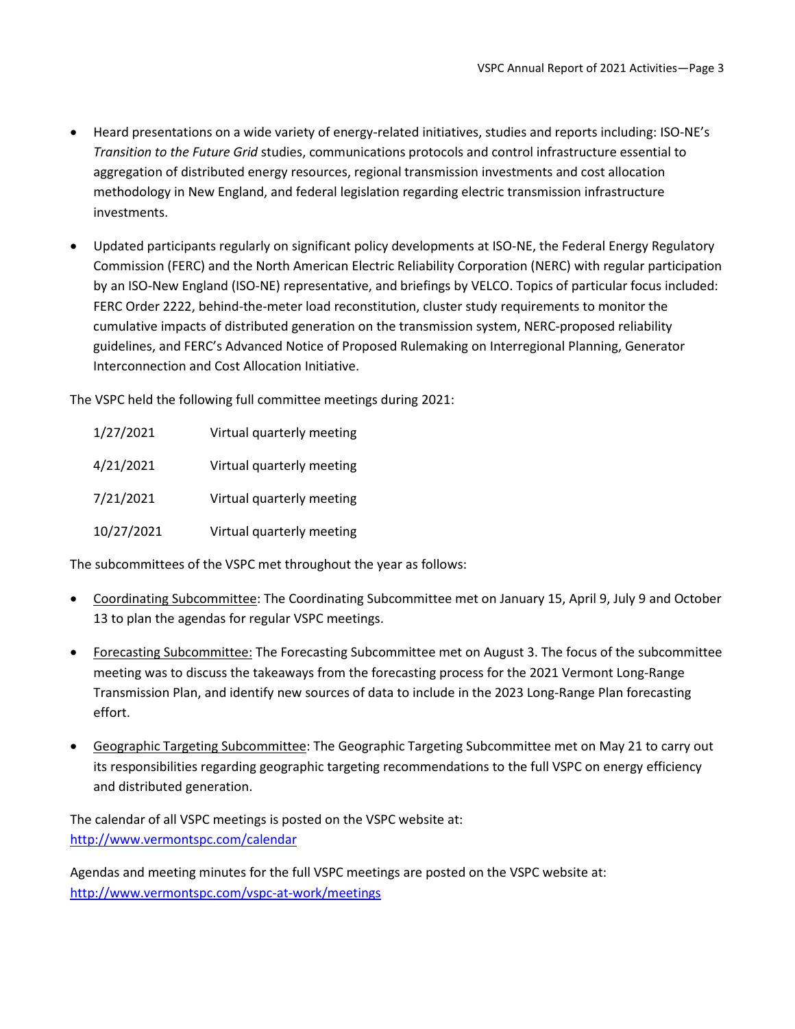- Heard presentations on a wide variety of energy-related initiatives, studies and reports including: ISO-NE's *Transition to the Future Grid* studies, communications protocols and control infrastructure essential to aggregation of distributed energy resources, regional transmission investments and cost allocation methodology in New England, and federal legislation regarding electric transmission infrastructure investments.
- Updated participants regularly on significant policy developments at ISO-NE, the Federal Energy Regulatory Commission (FERC) and the North American Electric Reliability Corporation (NERC) with regular participation by an ISO-New England (ISO-NE) representative, and briefings by VELCO. Topics of particular focus included: FERC Order 2222, behind-the-meter load reconstitution, cluster study requirements to monitor the cumulative impacts of distributed generation on the transmission system, NERC-proposed reliability guidelines, and FERC's Advanced Notice of Proposed Rulemaking on Interregional Planning, Generator Interconnection and Cost Allocation Initiative.

The VSPC held the following full committee meetings during 2021:

| | |
|---|---|
| 1/27/2021 | Virtual quarterly meeting |
| 4/21/2021 | Virtual quarterly meeting |
| 7/21/2021 | Virtual quarterly meeting |
| 10/27/2021 | Virtual quarterly meeting |

The subcommittees of the VSPC met throughout the year as follows:

- Coordinating Subcommittee: The Coordinating Subcommittee met on January 15, April 9, July 9 and October 13 to plan the agendas for regular VSPC meetings.
- Forecasting Subcommittee: The Forecasting Subcommittee met on August 3. The focus of the subcommittee meeting was to discuss the takeaways from the forecasting process for the 2021 Vermont Long-Range Transmission Plan, and identify new sources of data to include in the 2023 Long-Range Plan forecasting effort.
- Geographic Targeting Subcommittee: The Geographic Targeting Subcommittee met on May 21 to carry out its responsibilities regarding geographic targeting recommendations to the full VSPC on energy efficiency and distributed generation.

The calendar of all VSPC meetings is posted on the VSPC website at:
http://www.vermontspc.com/calendar

Agendas and meeting minutes for the full VSPC meetings are posted on the VSPC website at:
http://www.vermontspc.com/vspc-at-work/meetings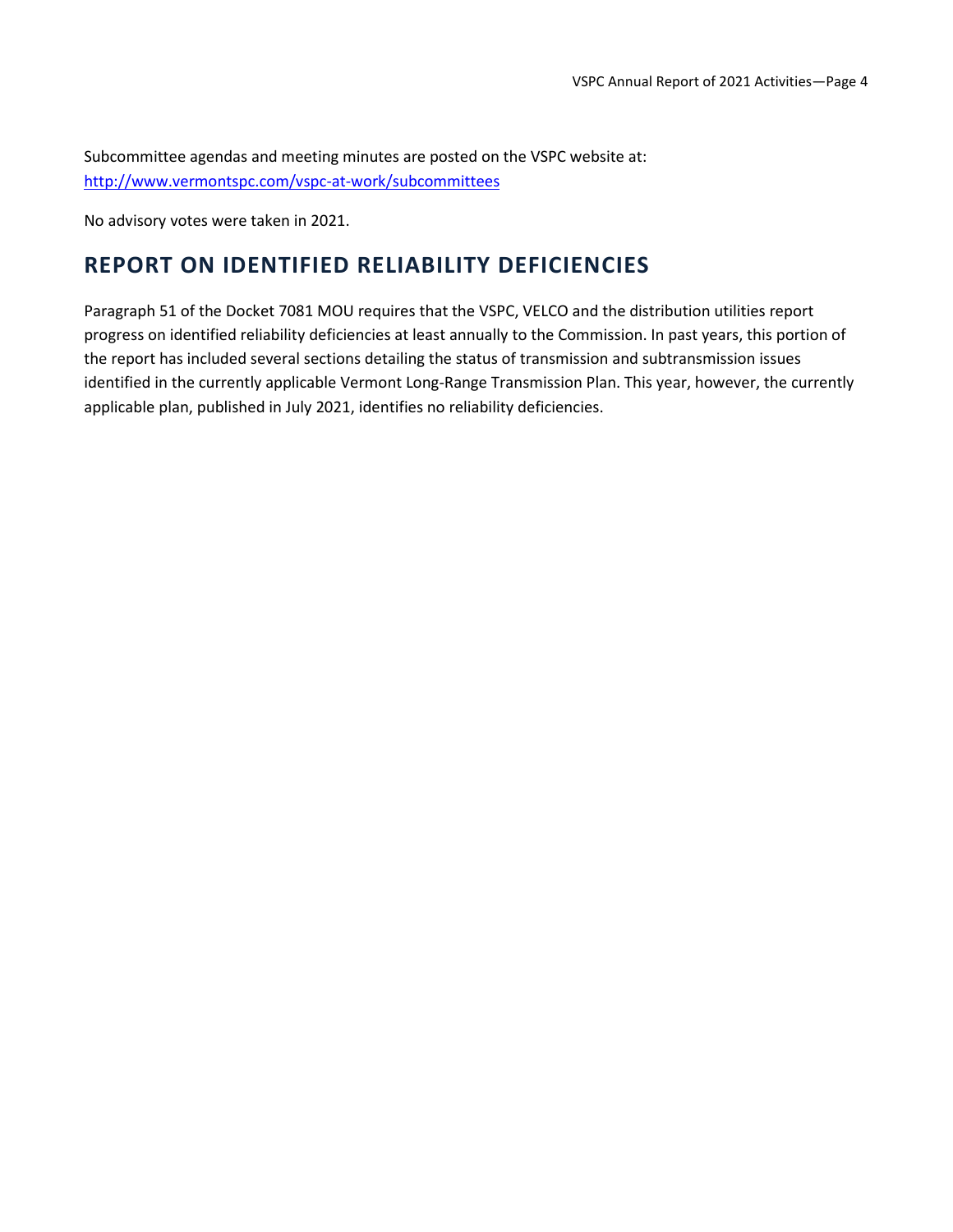Subcommittee agendas and meeting minutes are posted on the VSPC website at:
[http://www.vermontspc.com/vspc-at-work/subcommittees](http://www.vermontspc.com/vspc-at-work/subcommittees)

No advisory votes were taken in 2021.

## REPORT ON IDENTIFIED RELIABILITY DEFICIENCIES

Paragraph 51 of the Docket 7081 MOU requires that the VSPC, VELCO and the distribution utilities report progress on identified reliability deficiencies at least annually to the Commission. In past years, this portion of the report has included several sections detailing the status of transmission and subtransmission issues identified in the currently applicable Vermont Long-Range Transmission Plan. This year, however, the currently applicable plan, published in July 2021, identifies no reliability deficiencies.